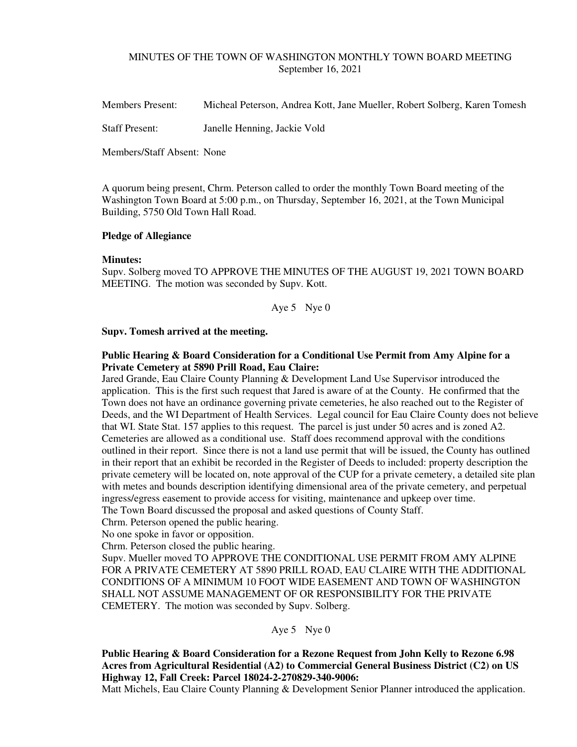MINUTES OF THE TOWN OF WASHINGTON MONTHLY TOWN BOARD MEETING
September 16, 2021

Members Present: Micheal Peterson, Andrea Kott, Jane Mueller, Robert Solberg, Karen Tomesh

Staff Present: Janelle Henning, Jackie Vold

Members/Staff Absent: None

A quorum being present, Chrm. Peterson called to order the monthly Town Board meeting of the Washington Town Board at 5:00 p.m., on Thursday, September 16, 2021, at the Town Municipal Building, 5750 Old Town Hall Road.

**Pledge of Allegiance**

**Minutes:**
Supv. Solberg moved TO APPROVE THE MINUTES OF THE AUGUST 19, 2021 TOWN BOARD MEETING. The motion was seconded by Supv. Kott.

Aye 5 Nye 0

**Supv. Tomesh arrived at the meeting.**

**Public Hearing & Board Consideration for a Conditional Use Permit from Amy Alpine for a Private Cemetery at 5890 Prill Road, Eau Claire:**
Jared Grande, Eau Claire County Planning & Development Land Use Supervisor introduced the application. This is the first such request that Jared is aware of at the County. He confirmed that the Town does not have an ordinance governing private cemeteries, he also reached out to the Register of Deeds, and the WI Department of Health Services. Legal council for Eau Claire County does not believe that WI. State Stat. 157 applies to this request. The parcel is just under 50 acres and is zoned A2. Cemeteries are allowed as a conditional use. Staff does recommend approval with the conditions outlined in their report. Since there is not a land use permit that will be issued, the County has outlined in their report that an exhibit be recorded in the Register of Deeds to included: property description the private cemetery will be located on, note approval of the CUP for a private cemetery, a detailed site plan with metes and bounds description identifying dimensional area of the private cemetery, and perpetual ingress/egress easement to provide access for visiting, maintenance and upkeep over time.
The Town Board discussed the proposal and asked questions of County Staff.
Chrm. Peterson opened the public hearing.
No one spoke in favor or opposition.
Chrm. Peterson closed the public hearing.
Supv. Mueller moved TO APPROVE THE CONDITIONAL USE PERMIT FROM AMY ALPINE FOR A PRIVATE CEMETERY AT 5890 PRILL ROAD, EAU CLAIRE WITH THE ADDITIONAL CONDITIONS OF A MINIMUM 10 FOOT WIDE EASEMENT AND TOWN OF WASHINGTON SHALL NOT ASSUME MANAGEMENT OF OR RESPONSIBILITY FOR THE PRIVATE CEMETERY. The motion was seconded by Supv. Solberg.

Aye 5 Nye 0

**Public Hearing & Board Consideration for a Rezone Request from John Kelly to Rezone 6.98 Acres from Agricultural Residential (A2) to Commercial General Business District (C2) on US Highway 12, Fall Creek: Parcel 18024-2-270829-340-9006:**
Matt Michels, Eau Claire County Planning & Development Senior Planner introduced the application.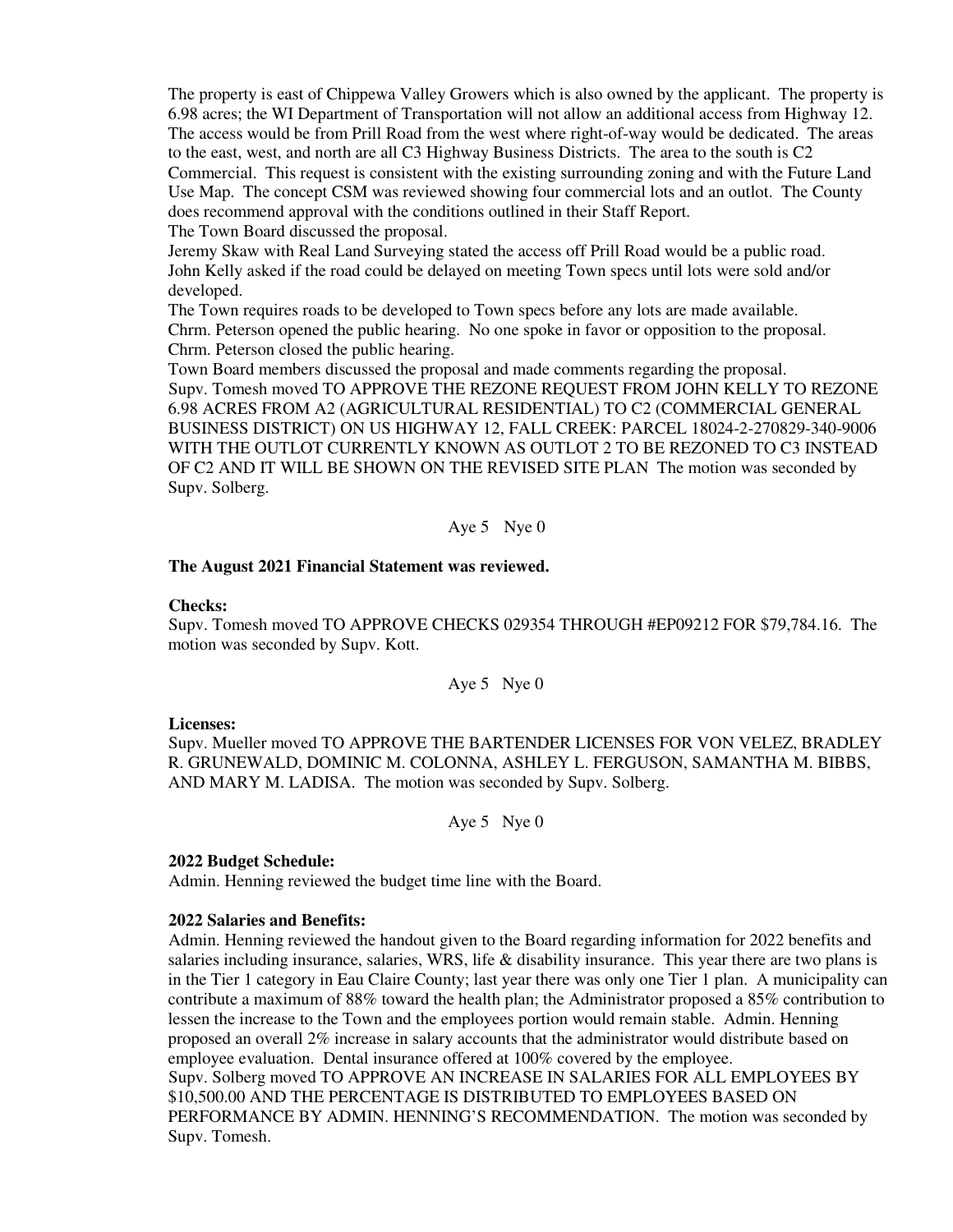The property is east of Chippewa Valley Growers which is also owned by the applicant. The property is 6.98 acres; the WI Department of Transportation will not allow an additional access from Highway 12. The access would be from Prill Road from the west where right-of-way would be dedicated. The areas to the east, west, and north are all C3 Highway Business Districts. The area to the south is C2 Commercial. This request is consistent with the existing surrounding zoning and with the Future Land Use Map. The concept CSM was reviewed showing four commercial lots and an outlot. The County does recommend approval with the conditions outlined in their Staff Report.

The Town Board discussed the proposal.

Jeremy Skaw with Real Land Surveying stated the access off Prill Road would be a public road.

John Kelly asked if the road could be delayed on meeting Town specs until lots were sold and/or developed.

The Town requires roads to be developed to Town specs before any lots are made available.

Chrm. Peterson opened the public hearing. No one spoke in favor or opposition to the proposal.

Chrm. Peterson closed the public hearing.

Town Board members discussed the proposal and made comments regarding the proposal.

Supv. Tomesh moved TO APPROVE THE REZONE REQUEST FROM JOHN KELLY TO REZONE 6.98 ACRES FROM A2 (AGRICULTURAL RESIDENTIAL) TO C2 (COMMERCIAL GENERAL BUSINESS DISTRICT) ON US HIGHWAY 12, FALL CREEK: PARCEL 18024-2-270829-340-9006 WITH THE OUTLOT CURRENTLY KNOWN AS OUTLOT 2 TO BE REZONED TO C3 INSTEAD OF C2 AND IT WILL BE SHOWN ON THE REVISED SITE PLAN The motion was seconded by Supv. Solberg.

Aye 5 Nye 0

**The August 2021 Financial Statement was reviewed.**

**Checks:**

Supv. Tomesh moved TO APPROVE CHECKS 029354 THROUGH #EP09212 FOR $79,784.16. The motion was seconded by Supv. Kott.

Aye 5 Nye 0

**Licenses:**

Supv. Mueller moved TO APPROVE THE BARTENDER LICENSES FOR VON VELEZ, BRADLEY R. GRUNEWALD, DOMINIC M. COLONNA, ASHLEY L. FERGUSON, SAMANTHA M. BIBBS, AND MARY M. LADISA. The motion was seconded by Supv. Solberg.

Aye 5 Nye 0

**2022 Budget Schedule:**

Admin. Henning reviewed the budget time line with the Board.

**2022 Salaries and Benefits:**

Admin. Henning reviewed the handout given to the Board regarding information for 2022 benefits and salaries including insurance, salaries, WRS, life & disability insurance. This year there are two plans is in the Tier 1 category in Eau Claire County; last year there was only one Tier 1 plan. A municipality can contribute a maximum of 88% toward the health plan; the Administrator proposed a 85% contribution to lessen the increase to the Town and the employees portion would remain stable. Admin. Henning proposed an overall 2% increase in salary accounts that the administrator would distribute based on employee evaluation. Dental insurance offered at 100% covered by the employee.

Supv. Solberg moved TO APPROVE AN INCREASE IN SALARIES FOR ALL EMPLOYEES BY $10,500.00 AND THE PERCENTAGE IS DISTRIBUTED TO EMPLOYEES BASED ON PERFORMANCE BY ADMIN. HENNING'S RECOMMENDATION. The motion was seconded by Supv. Tomesh.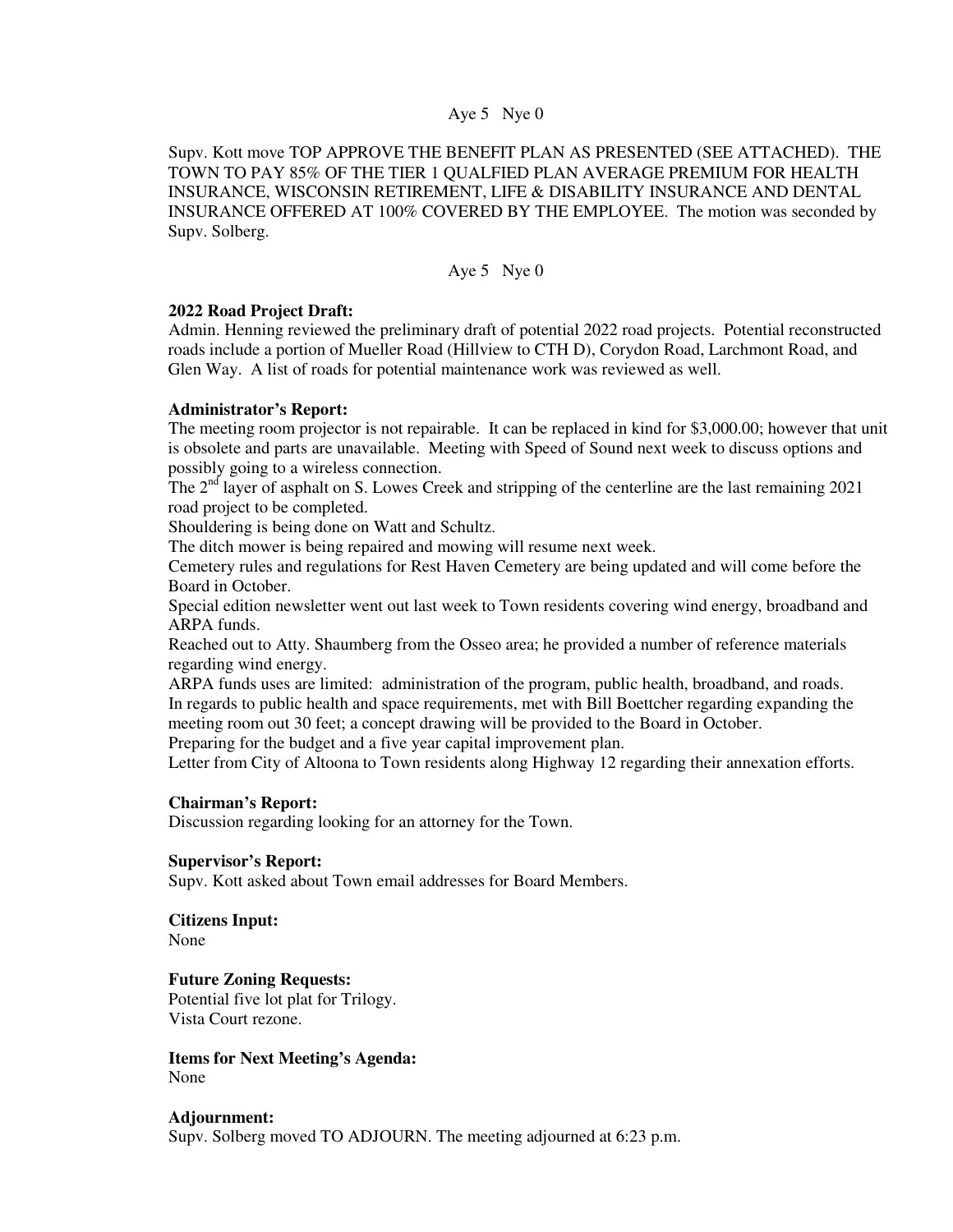Aye 5 Nye 0

Supv. Kott move TOP APPROVE THE BENEFIT PLAN AS PRESENTED (SEE ATTACHED). THE TOWN TO PAY 85% OF THE TIER 1 QUALFIED PLAN AVERAGE PREMIUM FOR HEALTH INSURANCE, WISCONSIN RETIREMENT, LIFE & DISABILITY INSURANCE AND DENTAL INSURANCE OFFERED AT 100% COVERED BY THE EMPLOYEE. The motion was seconded by Supv. Solberg.

Aye 5 Nye 0

**2022 Road Project Draft:**
Admin. Henning reviewed the preliminary draft of potential 2022 road projects. Potential reconstructed roads include a portion of Mueller Road (Hillview to CTH D), Corydon Road, Larchmont Road, and Glen Way. A list of roads for potential maintenance work was reviewed as well.

**Administrator's Report:**
The meeting room projector is not repairable. It can be replaced in kind for $3,000.00; however that unit is obsolete and parts are unavailable. Meeting with Speed of Sound next week to discuss options and possibly going to a wireless connection.
The 2nd layer of asphalt on S. Lowes Creek and stripping of the centerline are the last remaining 2021 road project to be completed.
Shouldering is being done on Watt and Schultz.
The ditch mower is being repaired and mowing will resume next week.
Cemetery rules and regulations for Rest Haven Cemetery are being updated and will come before the Board in October.
Special edition newsletter went out last week to Town residents covering wind energy, broadband and ARPA funds.
Reached out to Atty. Shaumberg from the Osseo area; he provided a number of reference materials regarding wind energy.
ARPA funds uses are limited: administration of the program, public health, broadband, and roads.
In regards to public health and space requirements, met with Bill Boettcher regarding expanding the meeting room out 30 feet; a concept drawing will be provided to the Board in October.
Preparing for the budget and a five year capital improvement plan.
Letter from City of Altoona to Town residents along Highway 12 regarding their annexation efforts.

**Chairman's Report:**
Discussion regarding looking for an attorney for the Town.

**Supervisor's Report:**
Supv. Kott asked about Town email addresses for Board Members.

**Citizens Input:**
None

**Future Zoning Requests:**
Potential five lot plat for Trilogy.
Vista Court rezone.

**Items for Next Meeting's Agenda:**
None

**Adjournment:**
Supv. Solberg moved TO ADJOURN. The meeting adjourned at 6:23 p.m.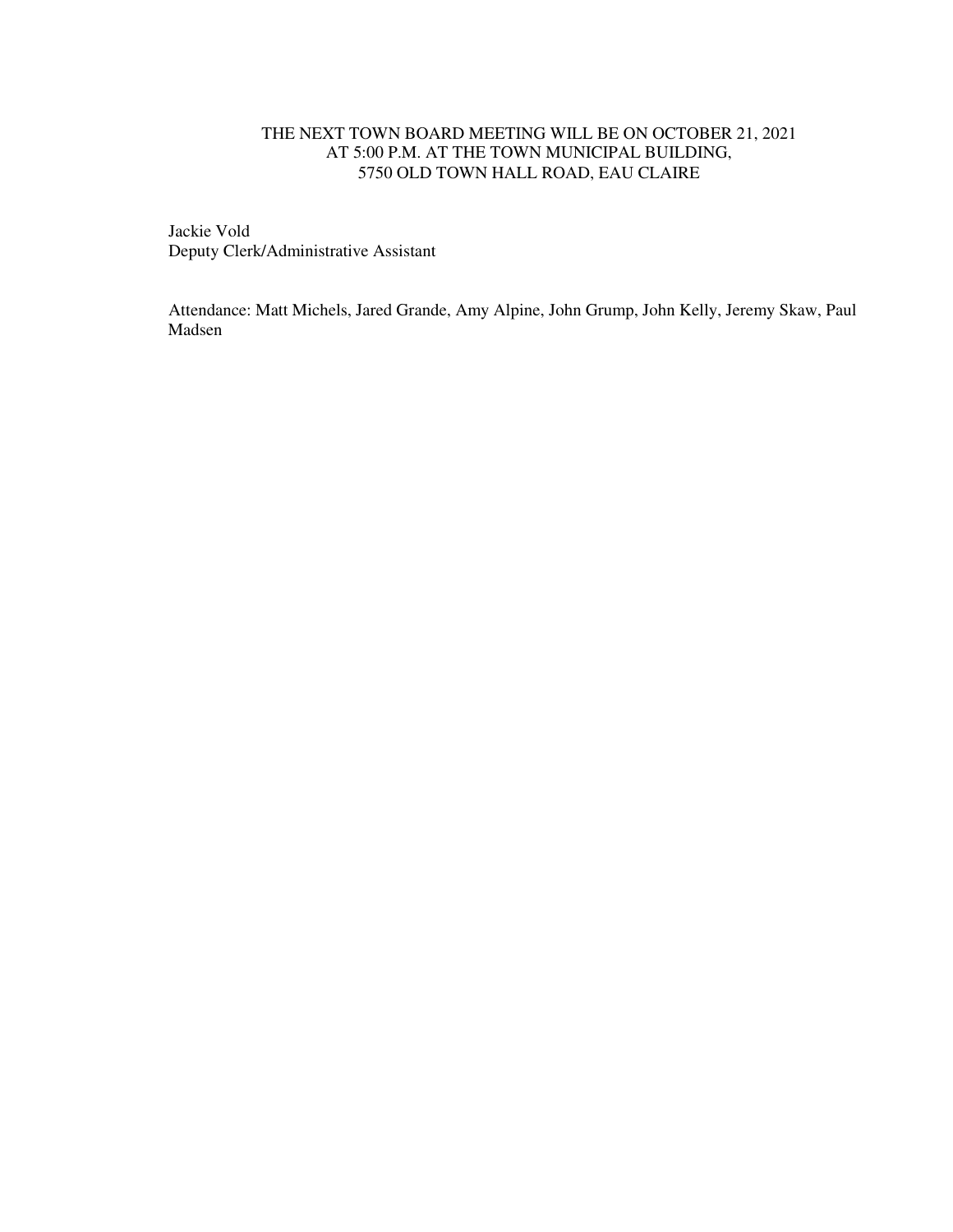THE NEXT TOWN BOARD MEETING WILL BE ON OCTOBER 21, 2021
AT 5:00 P.M. AT THE TOWN MUNICIPAL BUILDING,
5750 OLD TOWN HALL ROAD, EAU CLAIRE

Jackie Vold
Deputy Clerk/Administrative Assistant

Attendance: Matt Michels, Jared Grande, Amy Alpine, John Grump, John Kelly, Jeremy Skaw, Paul Madsen